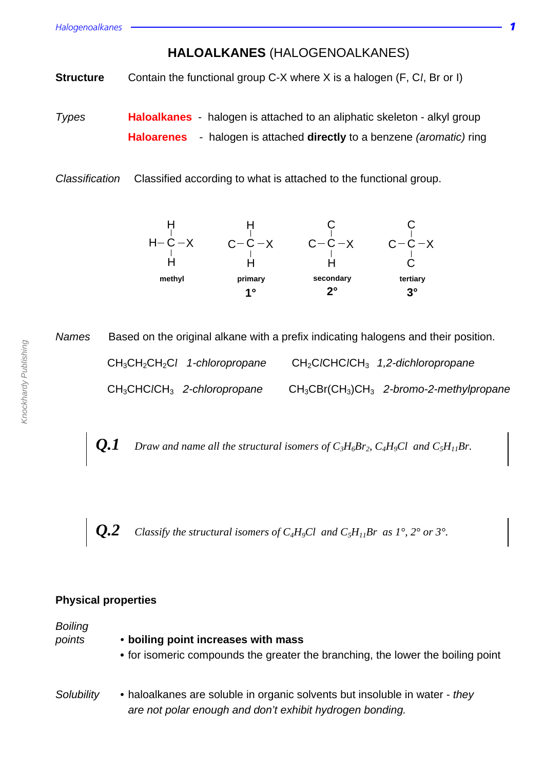# HALOALKANES (HALOGENOALKANES)

**Structure** Contain the functional group C-X where X is a halogen (F, C*l*, Br or I)

*Types*

**Haloalkanes** - halogen is attached to an aliphatic skeleton - alkyl group

**Haloarenes** - halogen is attached **directly** to a benzene *(aromatic)* ring

*Classification* Classified according to what is attached to the functional group.

```
   H            H            C            C
   |            |            |            |
H– C –X      C– C –X      C– C –X      C– C –X
   |            |            |            |
   H            H            H            C
 methyl      primary     secondary     tertiary
               1°           2°            3°
```

*Names* Based on the original alkane with a prefix indicating halogens and their position.

$CH_3CH_2CH_2Cl$ *1-chloropropane* $CH_2ClCHClCH_3$ *1,2-dichloropropane*

$CH_3CHClCH_3$ *2-chloropropane* $CH_3CBr(CH_3)CH_3$ *2-bromo-2-methylpropane*

**Q.1** *Draw and name all the structural isomers of $C_3H_6Br_2$, $C_4H_9Cl$ and $C_5H_{11}Br$.*

**Q.2** *Classify the structural isomers of $C_4H_9Cl$ and $C_5H_{11}Br$ as 1°, 2° or 3°.*

## Physical properties

*Boiling points*

- **boiling point increases with mass**
- for isomeric compounds the greater the branching, the lower the boiling point

*Solubility*

- haloalkanes are soluble in organic solvents but insoluble in water - *they are not polar enough and don't exhibit hydrogen bonding.*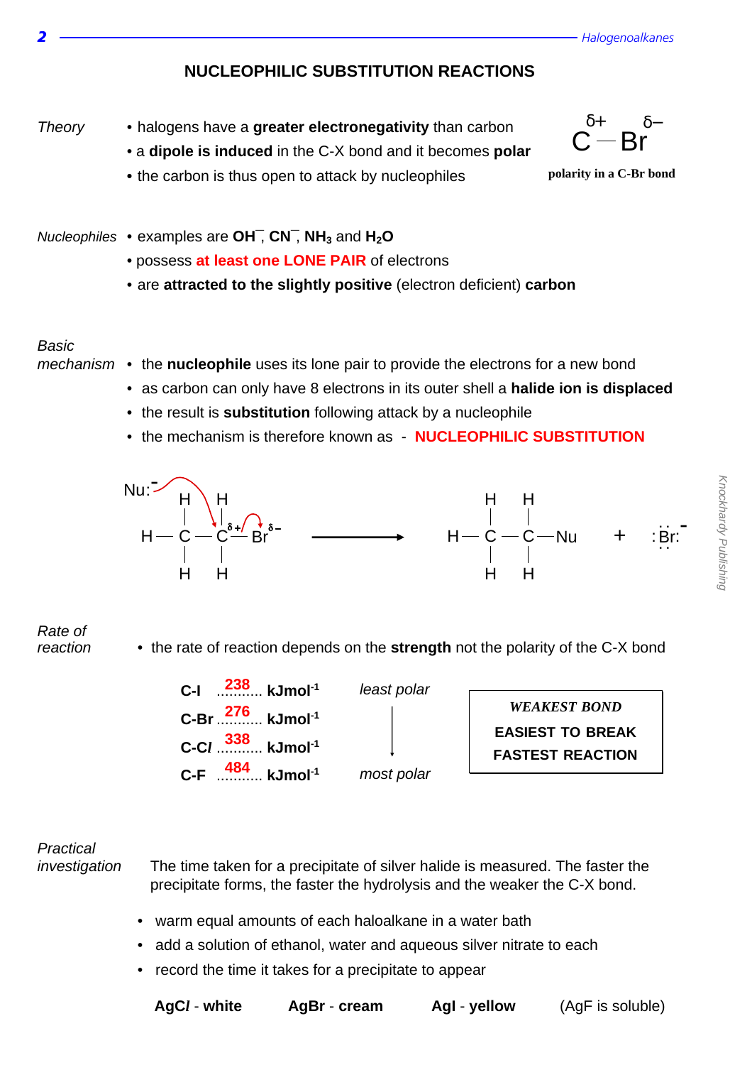# NUCLEOPHILIC SUBSTITUTION REACTIONS

*Theory*

- halogens have a **greater electronegativity** than carbon
- a **dipole is induced** in the C-X bond and it becomes **polar**
- the carbon is thus open to attack by nucleophiles

$\overset{\delta+}{C} - \overset{\delta-}{Br}$

**polarity in a C-Br bond**

*Nucleophiles*

- examples are **$OH^-$**, **$CN^-$**, **$NH_3$** and **$H_2O$**
- possess **at least one LONE PAIR** of electrons
- are **attracted to the slightly positive** (electron deficient) **carbon**

*Basic mechanism*

- the **nucleophile** uses its lone pair to provide the electrons for a new bond
- as carbon can only have 8 electrons in its outer shell a **halide ion is displaced**
- the result is **substitution** following attack by a nucleophile
- the mechanism is therefore known as - **NUCLEOPHILIC SUBSTITUTION**

$$Nu:^- + CH_3-\overset{\delta+}{C}H_2-\overset{\delta-}{Br} \longrightarrow CH_3-CH_2-Nu + :Br:^-$$

*Rate of reaction*

- the rate of reaction depends on the **strength** not the polarity of the C-X bond

| Bond | Bond enthalpy | Polarity |
|---|---|---|
| **C-I** | **238** kJmol$^{-1}$ | *least polar* |
| **C-Br** | **276** kJmol$^{-1}$ | |
| **C-Cl** | **338** kJmol$^{-1}$ | |
| **C-F** | **484** kJmol$^{-1}$ | *most polar* |

***WEAKEST BOND***
**EASIEST TO BREAK**
**FASTEST REACTION**

*Practical investigation*

The time taken for a precipitate of silver halide is measured. The faster the precipitate forms, the faster the hydrolysis and the weaker the C-X bond.

- warm equal amounts of each haloalkane in a water bath
- add a solution of ethanol, water and aqueous silver nitrate to each
- record the time it takes for a precipitate to appear

**AgCl - white** **AgBr - cream** **AgI - yellow** (AgF is soluble)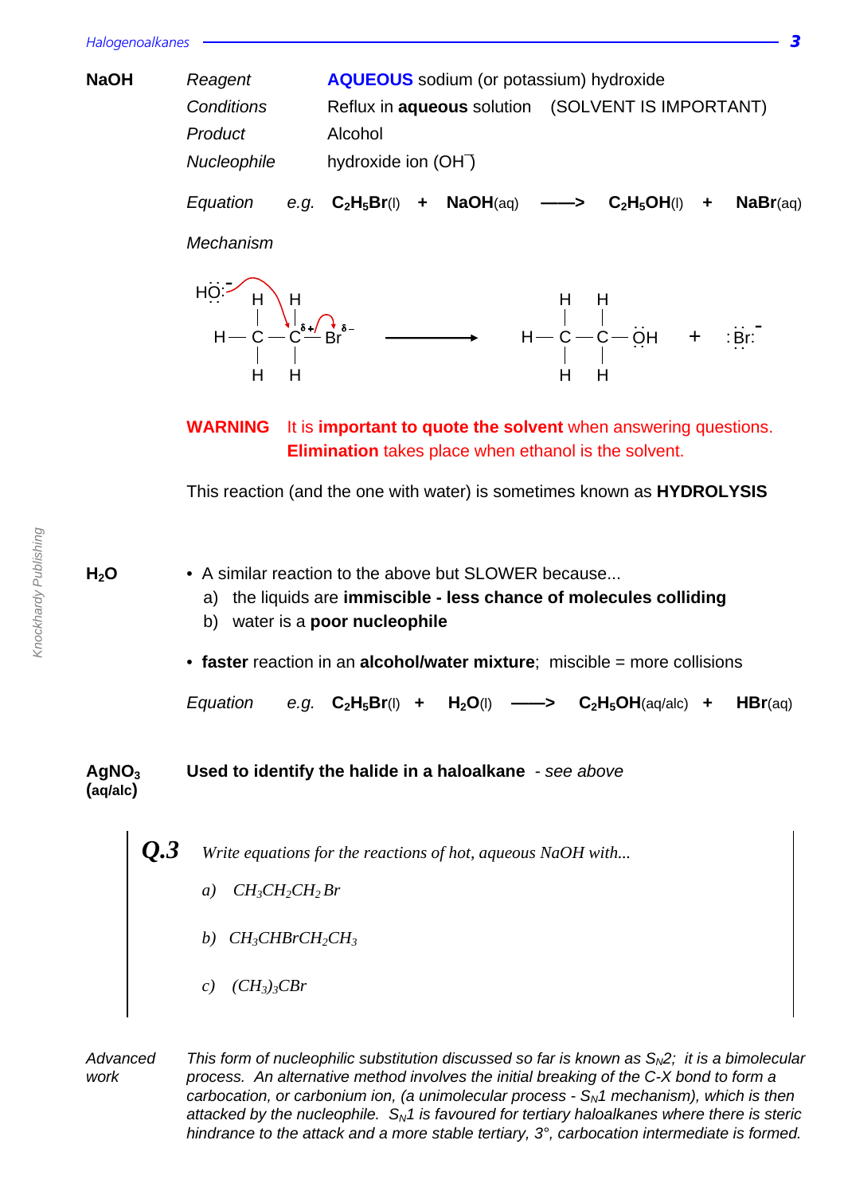**NaOH**

*Reagent* — **AQUEOUS** sodium (or potassium) hydroxide

*Conditions* — Reflux in **aqueous** solution (SOLVENT IS IMPORTANT)

*Product* — Alcohol

*Nucleophile* — hydroxide ion ($OH^-$)

*Equation* *e.g.* $\mathbf{C_2H_5Br}$(l) + $\mathbf{NaOH}$(aq) ——> $\mathbf{C_2H_5OH}$(l) + $\mathbf{NaBr}$(aq)

*Mechanism*

$HO:^-$ attacks $CH_3-C^{\delta+}H_2-Br^{\delta-}$ ——> $CH_3-CH_2-\ddot{O}H$ + $:\ddot{Br}:^-$

**WARNING** It is **important to quote the solvent** when answering questions. **Elimination** takes place when ethanol is the solvent.

This reaction (and the one with water) is sometimes known as **HYDROLYSIS**

**$H_2O$**

- A similar reaction to the above but SLOWER because...
  - a) the liquids are **immiscible - less chance of molecules colliding**
  - b) water is a **poor nucleophile**
- **faster** reaction in an **alcohol/water mixture**; miscible = more collisions

*Equation* *e.g.* $\mathbf{C_2H_5Br}$(l) + $\mathbf{H_2O}$(l) ——> $\mathbf{C_2H_5OH}$(aq/alc) + $\mathbf{HBr}$(aq)

**$AgNO_3$ (aq/alc)**

**Used to identify the halide in a haloalkane** *- see above*

***Q.3*** *Write equations for the reactions of hot, aqueous NaOH with...*

*a)* $CH_3CH_2CH_2Br$

*b)* $CH_3CHBrCH_2CH_3$

*c)* $(CH_3)_3CBr$

*Advanced work*

*This form of nucleophilic substitution discussed so far is known as $S_N2$; it is a bimolecular process. An alternative method involves the initial breaking of the C-X bond to form a carbocation, or carbonium ion, (a unimolecular process - $S_N1$ mechanism), which is then attacked by the nucleophile. $S_N1$ is favoured for tertiary haloalkanes where there is steric hindrance to the attack and a more stable tertiary, 3°, carbocation intermediate is formed.*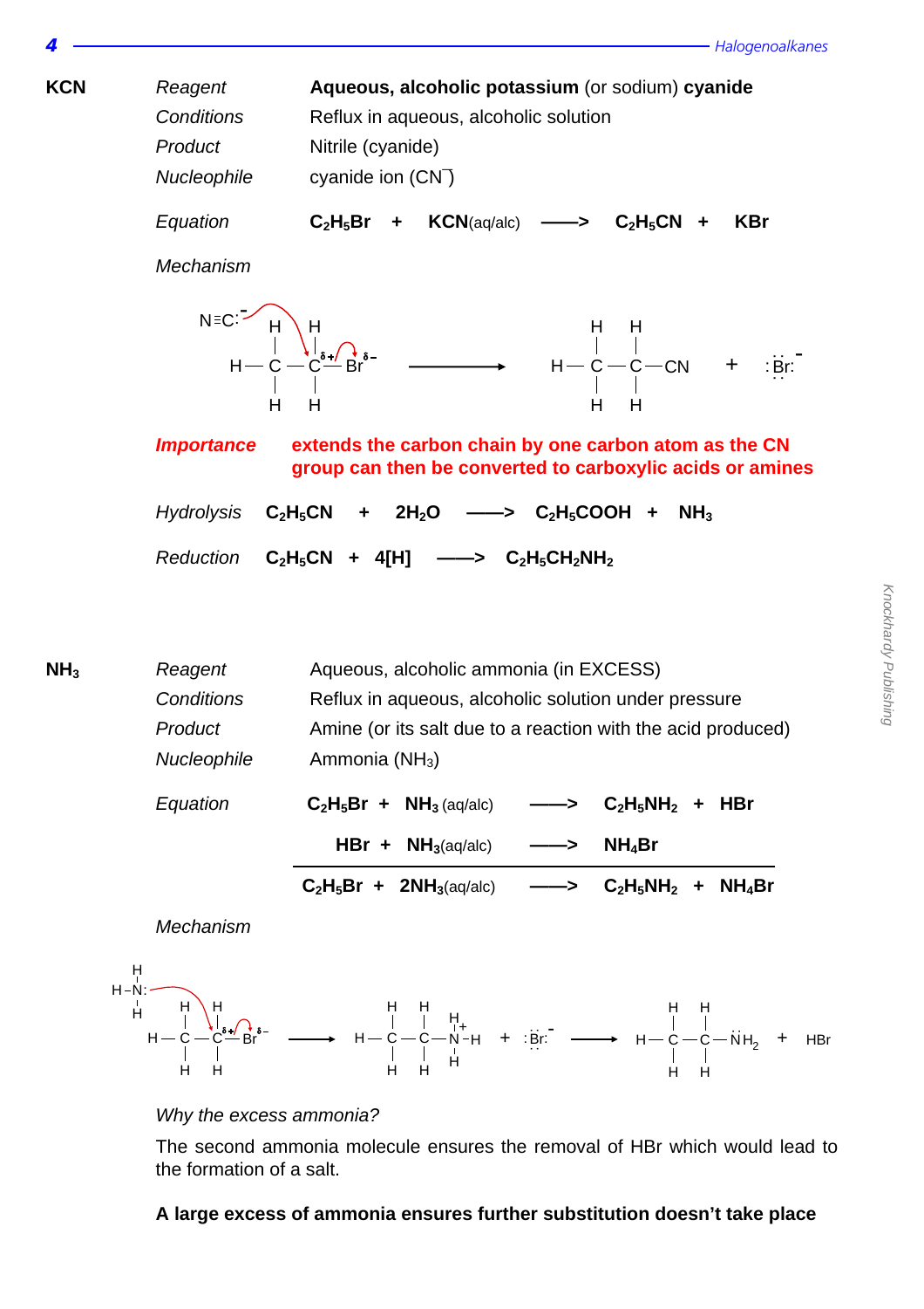## KCN

| | |
|---|---|
| *Reagent* | **Aqueous, alcoholic potassium** (or sodium) **cyanide** |
| *Conditions* | Reflux in aqueous, alcoholic solution |
| *Product* | Nitrile (cyanide) |
| *Nucleophile* | cyanide ion ($CN^-$) |

*Equation* $\quad C_2H_5Br \;+\; KCN(aq/alc) \longrightarrow C_2H_5CN \;+\; KBr$

*Mechanism*

*Importance* **extends the carbon chain by one carbon atom as the CN group can then be converted to carboxylic acids or amines**

*Hydrolysis* $\quad C_2H_5CN \;+\; 2H_2O \longrightarrow C_2H_5COOH \;+\; NH_3$

*Reduction* $\quad C_2H_5CN \;+\; 4[H] \longrightarrow C_2H_5CH_2NH_2$

## $NH_3$

| | |
|---|---|
| *Reagent* | Aqueous, alcoholic ammonia (in EXCESS) |
| *Conditions* | Reflux in aqueous, alcoholic solution under pressure |
| *Product* | Amine (or its salt due to a reaction with the acid produced) |
| *Nucleophile* | Ammonia ($NH_3$) |

*Equation*

$$C_2H_5Br \;+\; NH_3(aq/alc) \longrightarrow C_2H_5NH_2 \;+\; HBr$$

$$HBr \;+\; NH_3(aq/alc) \longrightarrow NH_4Br$$

$$C_2H_5Br \;+\; 2NH_3(aq/alc) \longrightarrow C_2H_5NH_2 \;+\; NH_4Br$$

*Mechanism*

*Why the excess ammonia?*

The second ammonia molecule ensures the removal of HBr which would lead to the formation of a salt.

**A large excess of ammonia ensures further substitution doesn't take place**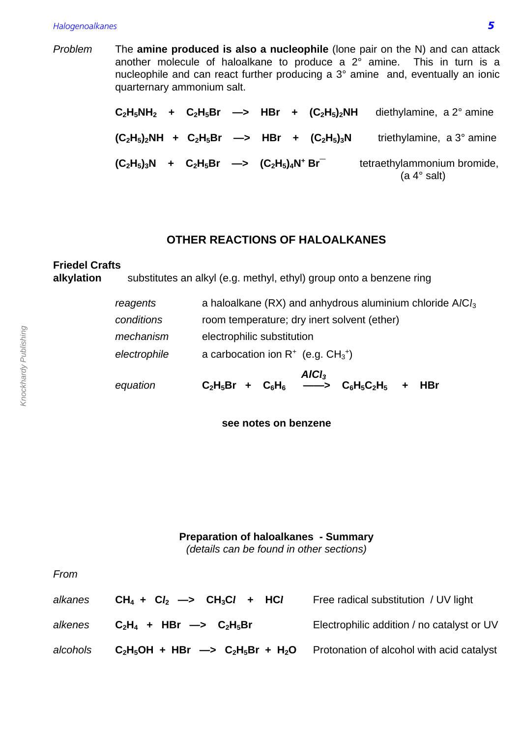*Problem* The **amine produced is also a nucleophile** (lone pair on the N) and can attack another molecule of haloalkane to produce a 2° amine. This in turn is a nucleophile and can react further producing a 3° amine and, eventually an ionic quarternary ammonium salt.

$$C_2H_5NH_2 + C_2H_5Br \longrightarrow HBr + (C_2H_5)_2NH$$ diethylamine, a 2° amine

$$(C_2H_5)_2NH + C_2H_5Br \longrightarrow HBr + (C_2H_5)_3N$$ triethylamine, a 3° amine

$$(C_2H_5)_3N + C_2H_5Br \longrightarrow (C_2H_5)_4N^+ Br^-$$ tetraethylammonium bromide, (a 4° salt)

## OTHER REACTIONS OF HALOALKANES

**Friedel Crafts alkylation** substitutes an alkyl (e.g. methyl, ethyl) group onto a benzene ring

| | |
|---|---|
| *reagents* | a haloalkane (RX) and anhydrous aluminium chloride $AlCl_3$ |
| *conditions* | room temperature; dry inert solvent (ether) |
| *mechanism* | electrophilic substitution |
| *electrophile* | a carbocation ion $R^+$ (e.g. $CH_3^+$) |
| *equation* | $C_2H_5Br + C_6H_6 \xrightarrow{AlCl_3} C_6H_5C_2H_5 + HBr$ |

**see notes on benzene**

### Preparation of haloalkanes - Summary

*(details can be found in other sections)*

*From*

| | | |
|---|---|---|
| *alkanes* | $CH_4 + Cl_2 \longrightarrow CH_3Cl + HCl$ | Free radical substitution / UV light |
| *alkenes* | $C_2H_4 + HBr \longrightarrow C_2H_5Br$ | Electrophilic addition / no catalyst or UV |
| *alcohols* | $C_2H_5OH + HBr \longrightarrow C_2H_5Br + H_2O$ | Protonation of alcohol with acid catalyst |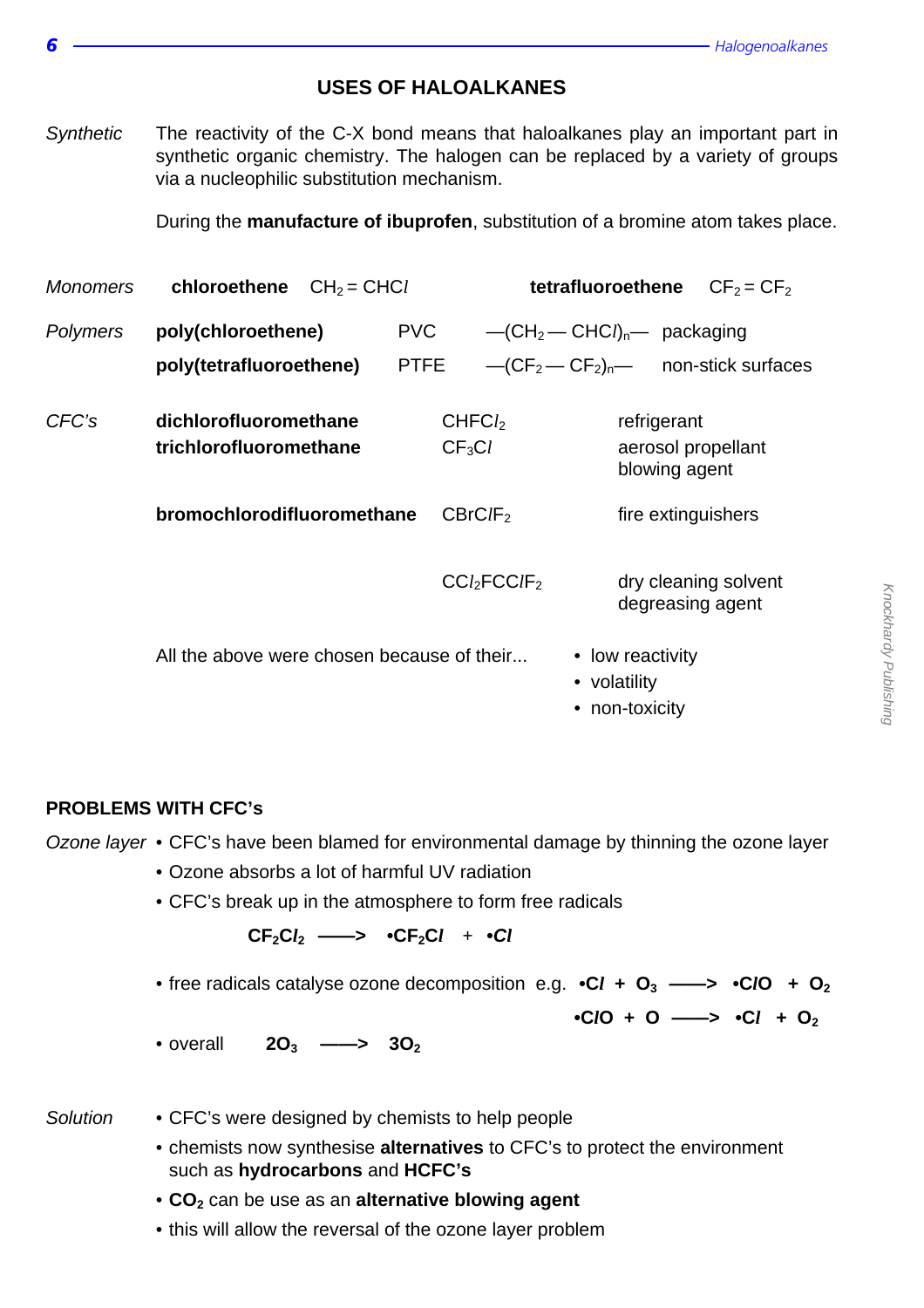## USES OF HALOALKANES

*Synthetic* — The reactivity of the C-X bond means that haloalkanes play an important part in synthetic organic chemistry. The halogen can be replaced by a variety of groups via a nucleophilic substitution mechanism.

During the **manufacture of ibuprofen**, substitution of a bromine atom takes place.

*Monomers* — **chloroethene** $CH_2 = CHCl$ **tetrafluoroethene** $CF_2 = CF_2$

*Polymers*

| | | | |
|---|---|---|---|
| **poly(chloroethene)** | PVC | $—(CH_2 — CHCl)_n—$ | packaging |
| **poly(tetrafluoroethene)** | PTFE | $—(CF_2 — CF_2)_n—$ | non-stick surfaces |

*CFC's*

| | | |
|---|---|---|
| **dichlorofluoromethane** | $CHFCl_2$ | refrigerant |
| **trichlorofluoromethane** | $CF_3Cl$ | aerosol propellant, blowing agent |
| **bromochlorodifluoromethane** | $CBrClF_2$ | fire extinguishers |
| | $CCl_2FCClF_2$ | dry cleaning solvent, degreasing agent |

All the above were chosen because of their...

- low reactivity
- volatility
- non-toxicity

### PROBLEMS WITH CFC's

*Ozone layer*

- CFC's have been blamed for environmental damage by thinning the ozone layer
- Ozone absorbs a lot of harmful UV radiation
- CFC's break up in the atmosphere to form free radicals

$$\mathbf{CF_2Cl_2 \longrightarrow \bullet CF_2Cl + \bullet Cl}$$

- free radicals catalyse ozone decomposition e.g. $\mathbf{\bullet Cl + O_3 \longrightarrow \bullet ClO + O_2}$

$$\mathbf{\bullet ClO + O \longrightarrow \bullet Cl + O_2}$$

- overall $\mathbf{2O_3 \longrightarrow 3O_2}$

*Solution*

- CFC's were designed by chemists to help people
- chemists now synthesise **alternatives** to CFC's to protect the environment such as **hydrocarbons** and **HCFC's**
- $\mathbf{CO_2}$ can be use as an **alternative blowing agent**
- this will allow the reversal of the ozone layer problem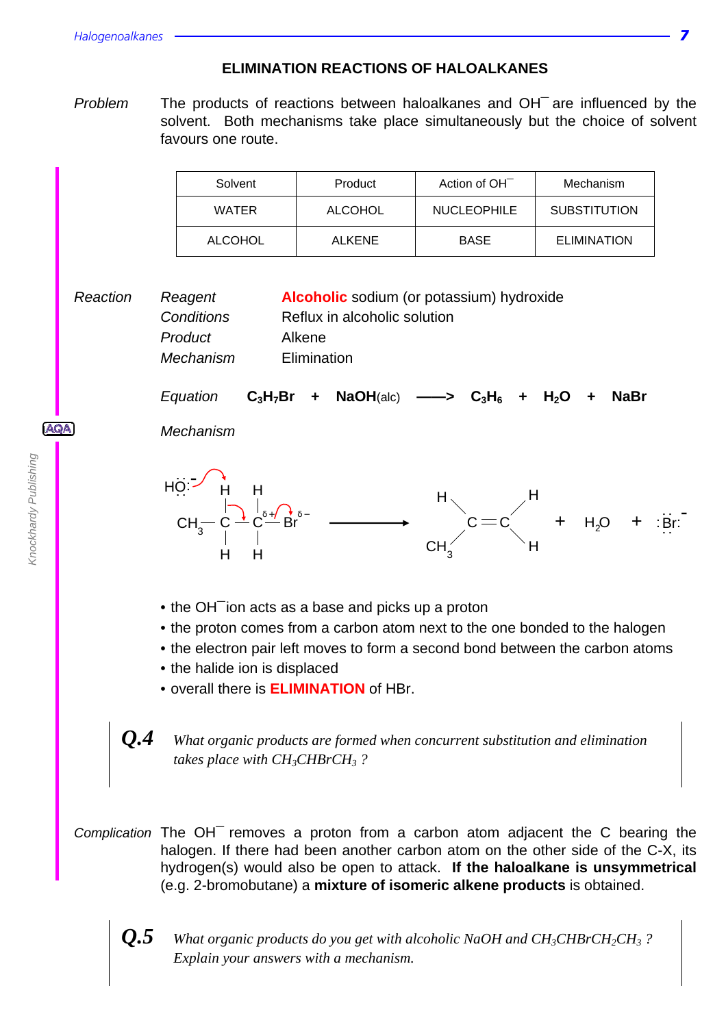## ELIMINATION REACTIONS OF HALOALKANES

*Problem* The products of reactions between haloalkanes and $OH^-$ are influenced by the solvent. Both mechanisms take place simultaneously but the choice of solvent favours one route.

| Solvent | Product | Action of $OH^-$ | Mechanism |
|---|---|---|---|
| WATER | ALCOHOL | NUCLEOPHILE | SUBSTITUTION |
| ALCOHOL | ALKENE | BASE | ELIMINATION |

*Reaction*

*Reagent* **Alcoholic** sodium (or potassium) hydroxide

*Conditions* Reflux in alcoholic solution

*Product* Alkene

*Mechanism* Elimination

*Equation* $C_3H_7Br$ + $NaOH(alc)$ ——> $C_3H_6$ + $H_2O$ + $NaBr$

AQA

*Mechanism*

HO:⁻ ... $CH_3-CH_2-CH_2^{\delta+}-Br^{\delta-}$ ⟶ $CH_3CH=CH_2$ + $H_2O$ + :Br:⁻

- the $OH^-$ ion acts as a base and picks up a proton
- the proton comes from a carbon atom next to the one bonded to the halogen
- the electron pair left moves to form a second bond between the carbon atoms
- the halide ion is displaced
- overall there is **ELIMINATION** of HBr.

**Q.4** *What organic products are formed when concurrent substitution and elimination takes place with $CH_3CHBrCH_3$ ?*

*Complication* The $OH^-$ removes a proton from a carbon atom adjacent the C bearing the halogen. If there had been another carbon atom on the other side of the C-X, its hydrogen(s) would also be open to attack. **If the haloalkane is unsymmetrical** (e.g. 2-bromobutane) a **mixture of isomeric alkene products** is obtained.

**Q.5** *What organic products do you get with alcoholic NaOH and $CH_3CHBrCH_2CH_3$ ? Explain your answers with a mechanism.*